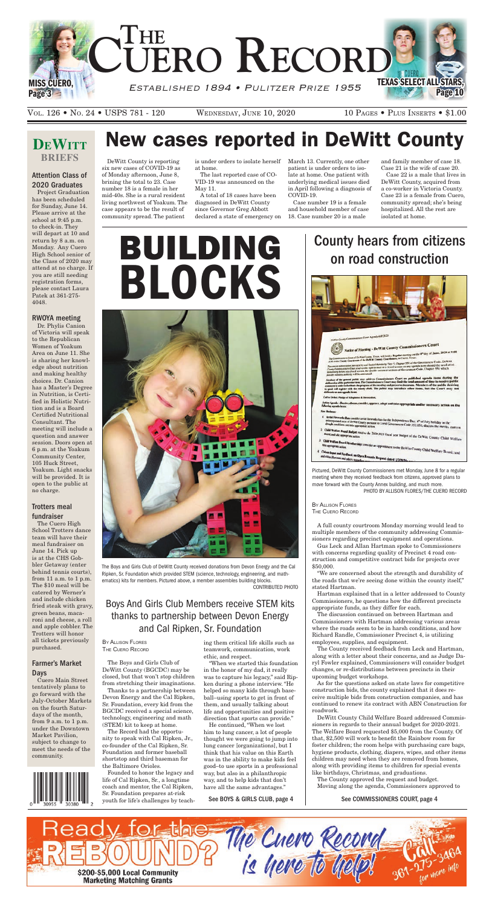# The Cuero Record

*Established 1894 • Pulitzer Prize 1955*

MISS CUERO, Page 3

TEXAS SELECT ALL STARS, Page 10

Vol. 126 • No. 24 • USPS 781 - 120 | Wednesday, June 10, 2020 | 10 Pages • Plus Inserts • $1.00

## DeWitt Briefs

### Attention Class of 2020 Graduates

Project Graduation has been scheduled for Sunday, June 14. Please arrive at the school at 9:45 p.m. to check-in. They will depart at 10 and return by 8 a.m. on Monday. Any Cuero High School senior of the Class of 2020 may attend at no charge. If you are still needing registration forms, please contact Laura Patek at 361-275-4048.

### RWOYA meeting

Dr. Phylis Canion of Victoria will speak to the Republican Women of Yoakum Area on June 11. She is sharing her knowledge about nutrition and making healthy choices. Dr. Canion has a Master's Degree in Nutrition, is Certified in Holistic Nutrition and is a Board Certified Nutritional Consultant. The meeting will include a question and answer session. Doors open at 6 p.m. at the Yoakum Community Center, 105 Huck Street, Yoakum. Light snacks will be provided. It is open to the public at no charge.

### Trotters meal fundraiser

The Cuero High School Trotters dance team will have their meal fundraiser on June 14. Pick up is at the CHS Gobbler Getaway (enter behind tennis courts), from 11 a.m. to 1 p.m. The $10 meal will be catered by Werner's and include chicken fried steak with gravy, green beans, macaroni and cheese, a roll and apple cobbler. The Trotters will honor all tickets previously purchased.

### Farmer's Market Days

Cuero Main Street tentatively plans to go forward with the July-October Markets on the fourth Saturdays of the month, from 9 a.m. to 1 p.m. under the Downtown Market Pavilion, subject to change to meet the needs of the community.

# New cases reported in DeWitt County

DeWitt County is reporting six new cases of COVID-19 as of Monday afternoon, June 8, brining the total to 23. Case number 18 is a female in her mid-40s. She is a rural resident living northwest of Yoakum. The case appears to be the result of community spread. The patient is under orders to isolate herself at home.

The last reported case of COVID-19 was announced on the May 11.

A total of 18 cases have been diagnosed in DeWitt County since Governor Greg Abbott declared a state of emergency on March 13. Currently, one other patient is under orders to isolate at home. One patient with underlying medical issues died in April following a diagnosis of COVID-19.

Case number 19 is a female and household member of case 18. Case number 20 is a male and family member of case 18. Case 21 is the wife of case 20.

Case 22 is a male that lives in DeWitt County, acquired from a co-worker in Victoria County. Case 23 is a female from Cuero, community spread; she's being hospitalized. All the rest are isolated at home.

# BUILDING BLOCKS

The Boys and Girls Club of DeWitt County received donations from Devon Energy and the Cal Ripken, Sr. Foundation which provided STEM (science, technology, engineering, and mathematics) kits for members. Pictured above, a member assembles building blocks. CONTRIBUTED PHOTO

## Boys And Girls Club Members receive STEM kits thanks to partnership between Devon Energy and Cal Ripken, Sr. Foundation

By Allison Flores
The Cuero Record

The Boys and Girls Club of DeWitt County (BGCDC) may be closed, but that won't stop children from stretching their imaginations.

Thanks to a partnership between Devon Energy and the Cal Ripken, Sr. Foundation, every kid from the BGCDC received a special science, technology, engineering and math (STEM) kit to keep at home.

The Record had the opportunity to speak with Cal Ripken, Jr., co-founder of the Cal Ripken, Sr. Foundation and former baseball shortstop and third baseman for the Baltimore Orioles.

Founded to honor the legacy and life of Cal Ripken, Sr., a longtime coach and mentor, the Cal Ripken, Sr. Foundation prepares at-risk youth for life's challenges by teaching them critical life skills such as teamwork, communication, work ethic, and respect.

"When we started this foundation in the honor of my dad, it really was to capture his legacy," said Ripken during a phone interview. "He helped so many kids through baseball–using sports to get in front of them, and usually talking about life and opportunities and positive direction that sports can provide."

He continued, "When we lost him to lung cancer, a lot of people thought we were going to jump into lung cancer [organizations], but I think that his value on this Earth was in the ability to make kids feel good–to use sports in a professional way, but also in a philanthropic way, and to help kids that don't have all the same advantages."

See BOYS & GIRLS CLUB, page 4

## County hears from citizens on road construction

Pictured, DeWitt County Commissioners met Monday, June 8 for a regular meeting where they received feedback from citizens, approved plans to move forward with the County Annex building, and much more.
PHOTO BY ALLISON FLORES/THE CUERO RECORD

By Allison Flores
The Cuero Record

A full county courtroom Monday morning would lead to multiple members of the community addressing Commissioners regarding precinct equipment and operations.

Gus Leck and Allan Hartman spoke to Commissioners with concerns regarding quality of Precinct 4 road construction and competitive contract bids for projects over $50,000.

"We are concerned about the strength and durability of the roads that we're seeing done within the county itself," stated Hartman.

Hartman explained that in a letter addressed to County Commissioners, he questions how the different precincts appropriate funds, as they differ for each.

The discussion continued on between Hartman and Commissioners with Hartman addressing various areas where the roads seem to be in harsh conditions, and how Richard Randle, Commissioner Precinct 4, is utilizing employees, supplies, and equipment.

The County received feedback from Leck and Hartman, along with a letter about their concerns, and as Judge Daryl Fowler explained, Commissioners will consider budget changes, or re-distributions between precincts in their upcoming budget workshops.

As for the questions asked on state laws for competitive construction bids, the county explained that it does receive multiple bids from construction companies, and has continued to renew its contract with ABN Construction for roadwork.

DeWitt County Child Welfare Board addressed Commissioners in regards to their annual budget for 2020-2021. The Welfare Board requested $5,000 from the County. Of that, $2,500 will work to benefit the Rainbow room for foster children; the room helps with purchasing care bags, hygiene products, clothing, diapers, wipes, and other items children may need when they are removed from homes, along with providing items to children for special events like birthdays, Christmas, and graduations.

The County approved the request and budget.

Moving along the agenda, Commissioners approved to

See COMMISSIONERS COURT, page 4

Ready for the REBOUND? The Cuero Record is here to help! $200-$5,000 Local Community Marketing Matching Grants. Call 361-275-3464 for more info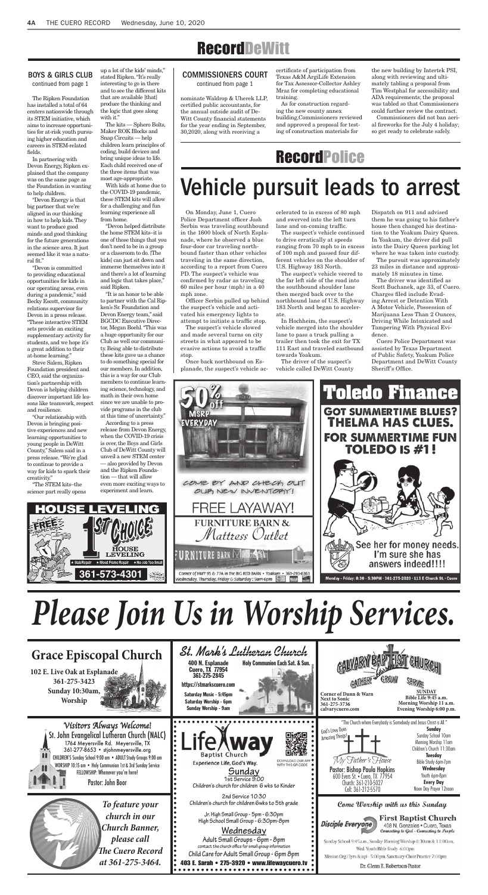# RecordDeWitt

## BOYS & GIRLS CLUB

continued from page 1

The Ripken Foundation has installed a total of 64 centers nationwide through its STEM initiative, which aims to increase opportunities for at-risk youth pursuing higher education and careers in STEM-related fields.

In partnering with Devon Energy, Ripken explained that the company was on the same page as the Foundation in wanting to help children.

"Devon Energy is that big partner that we're aligned in our thinking in how to help kids. They want to produce good minds and good thinking for the future generations in the science area. It just seemed like it was a natural fit."

"Devon is committed to providing educational opportunities for kids in our operating areas, even during a pandemic," said Becky Escott, community relations supervisor for Devon in a press release. "These interactive STEM sets provide an exciting supplementary activity for students, and we hope it's a great addition to their at-home learning."

Steve Salem, Ripken Foundation president and CEO, said the organization's partnership with Devon is helping children discover important life lessons like teamwork, respect and resilience.

"Our relationship with Devon is bringing positive experiences and new learning opportunities to young people in DeWitt County," Salem said in a press release. "We're glad to continue to provide a way for kids to spark their creativity."

"The STEM kits–the science part really opens up a lot of the kids' minds," stated Ripken. "It's really interesting to go in there and to see the different kits that are available [that] produce the thinking and the logic that goes along with it."

The kits — Sphero Bolts, Maker ROK Blocks and Snap Circuits — help children learn principles of coding, build devices and bring unique ideas to life. Each child received one of the three items that was most age-appropriate.

With kids at home due to the COVID-19 pandemic, these STEM kits will allow for a challenging and fun learning experience all from home.

"Devon helped distribute the home STEM kits–it is one of those things that you don't need to be in a group or a classroom to do. [The kids] can just sit down and immerse themselves into it and there's a lot of learning and logic that takes place," said Ripken.

"It is an honor to be able to partner with the Cal Ripken's Sr. Foundation and Devon Energy team," said BGCDC Executive Director, Megan Boehl. "This was a huge opportunity for our Club as well our community. Being able to distribute these kits gave us a chance to do something special for our members. In addition, this is a way for our Club members to continue learning science, technology, and math in their own home since we are unable to provide programs in the club at this time of uncertainty."

According to a press release from Devon Energy, when the COVID-19 crisis is over, the Boys and Girls Club of DeWitt County will unveil a new STEM center — also provided by Devon and the Ripken Foundation — that will allow even more exciting ways to experiment and learn.

## COMMISSIONERS COURT

continued from page 1

nominate Waldrop & Uherek LLP, certified public accountants, for the annual outside audit of DeWitt County financial statements for the year ending in September, 30,2020, along with receiving a certificate of participation from Texas A&M ArgiLife Extension for Tax Assessor-Collector Ashley Mraz for completing educational training.

As for construction regarding the new county annex building,Commissioners reviewed and approved a proposal for testing of construction materials for the new building by Intertek PSI, along with reviewing and ultimately tabling a proposal from Tim Westphal for accessibility and ADA requirements; the proposal was tabled so that Commissioners could further review the contract.

Commissioners did not ban aerial fireworks for the July 4 holiday; so get ready to celebrate safely.

# RecordPolice

# Vehicle pursuit leads to arrest

On Monday, June 1, Cuero Police Department officer Josh Serbin was traveling southbound in the 1600 block of North Esplanade, where he observed a blue four-door car traveling northbound faster than other vehicles traveling in the same direction, according to a report from Cuero PD. The suspect's vehicle was confirmed by radar as traveling 60 miles per hour (mph) in a 40 mph zone.

Officer Serbin pulled up behind the suspect's vehicle and activated his emergency lights to attempt to initiate a traffic stop.

The suspect's vehicle slowed and made several turns on city streets in what appeared to be evasive actions to avoid a traffic stop.

Once back northbound on Esplanade, the suspect's vehicle accelerated to in excess of 80 mph and swerved into the left turn lane and on-coming traffic.

The suspect's vehicle continued to drive erratically at speeds ranging from 70 mph to in excess of 100 mph and passed four different vehicles on the shoulder of U.S. Highway 183 North.

The suspect's vehicle veered to the far left side of the road into the southbound shoulder lane then merged back over to the northbound lane of U.S. Highway 183 North and began to accelerate.

In Hochheim, the suspect's vehicle merged into the shoulder lane to pass a truck pulling a trailer then took the exit for TX 111 East and traveled eastbound towards Yoakum.

The driver of the suspect's vehicle called DeWitt County Dispatch on 911 and advised them he was going to his father's house then changed his destination to the Yoakum Dairy Queen. In Yoakum, the driver did pull into the Dairy Queen parking lot where he was taken into custody.

The pursuit was approximately 23 miles in distance and approximately 18 minutes in time.

The driver was identified as Scott Buchanek, age 33, of Cuero. Charges filed include Evading Arrest or Detention With A Motor Vehicle, Possession of Marijuana Less Than 2 Ounces, Driving While Intoxicated and Tampering With Physical Evidence.

Cuero Police Department was assisted by Texas Department of Public Safety, Yoakum Police Department and DeWitt County Sheriff's Office.

HOUSE LEVELING
FREE INSPECTIONS
1ST CHOICE HOUSE LEVELING
★ Slab Repair ★ Wood Frame Repair ★ No Job Too Small
361-573-4301

50% off MSRP EVERYDAY
COME BY AND CHECK OUT OUR NEW INVENTORY!
FREE LAYAWAY!
FURNITURE BARN & Mattress Outlet
Corner of HWY 95 & 77A in the BIG RED BARN • Yoakum • 361-293-6363
Wednesday, Thursday, Friday & Saturday : 9am-6pm

Toledo Finance
GOT SUMMERTIME BLUES? THELMA HAS CLUES.
FOR SUMMERTIME FUN TOLEDO IS #1!
See her for money needs. I'm sure she has answers indeed!!!!
Monday - Friday: 8:30 - 5:30PM · 361-275-2020 · 113 E Church St. · Cuero

# *Please Join Us in Worship Services.*

**Grace Episcopal Church**
102 E. Live Oak at Esplanade
361-275-3423
Sunday 10:30am, Worship

**St. Mark's Lutheran Church**
400 N. Esplanade
Cuero, TX 77954
361-275-2845
Holy Communion Each Sat. & Sun.
https://stmarkscuero.com
Saturday Music - 5:45pm
Saturday Worship - 6pm
Sunday Worship - 9am

**CALVARY BAPTIST CHURCH**
GATHER GROW SERVE
Corner of Dunn & Warn
Next to Sonic
361-275-3736
calvarycuero.com
SUNDAY
Bible Life 9:45 a.m.
Morning Worship 11 a.m.
Evening Worship 6:00 p.m.

*Visitors Always Welcome!*
St. John Evangelical Lutheran Church (NALC)
1764 Meyersville Rd. Meyersville, TX
361-277-8653 • stjohnmeyersville.org
CHILDREN'S Sunday School 9:00 am • ADULT Study Groups 9:00 am
WORSHIP 10:15 am • Holy Communion 1st & 3rd Sunday Service
FELLOWSHIP: Whenever you're here!
Pastor: John Boor

**Lifeway Baptist Church**
Experience Life, God's Way.
DOWNLOAD OUR APP WITH THIS QR CODE
Sunday
1st Service 9:00
Children's church for children 6 wks to Kinder
2nd Service 10:30
Children's church for children 6wks to 5th grade
Jr. High Small Group - 5pm - 6:30pm
High School Small Group - 6:30pm-8pm
Wednesday
Adult Small Groups - 6pm - 8pm
contact the church office for small group information
Child Care for Adult Small Group - 6pm 8pm
403 E. Sarah • 275-3920 • www.lifewaycuero.tv

"The Church where Everybody is Somebody and Jesus Christ is All."
God's Love Does Amazing Things!
My Father's House
Pastor: Bishop Paula Hopkins
600 Evers St. • Cuero, TX 77954
Church: 361-210-5027
Cell: 361-212-5570
Sunday
Sunday School 10am
Morning Worship 11am
Children's Church 11:30am
Tuesday
Bible Study 6pm-7pm
Wednesday
Youth 6pm-8pm
Every Day
Noon Day Prayer 12noon

*To feature your church in our Church Banner, please call The Cuero Record at 361-275-3464.*

*Come Worship with us this Sunday*
**First Baptist Church**
Disciple Everyone
408 N. Gonzales • Cuero, Texas
Connecting to God - Connecting to People
Sunday School-9:45a.m., Sunday Morning Worship-8:30am & 11:00am.
Wed. Youth Bible Study -6:00pm
Mission Org./Tyrs & up) - 5:00pm, Sanctuary Choir Practice 7:00pm
Dr. Glenn E. Robertson-Pastor